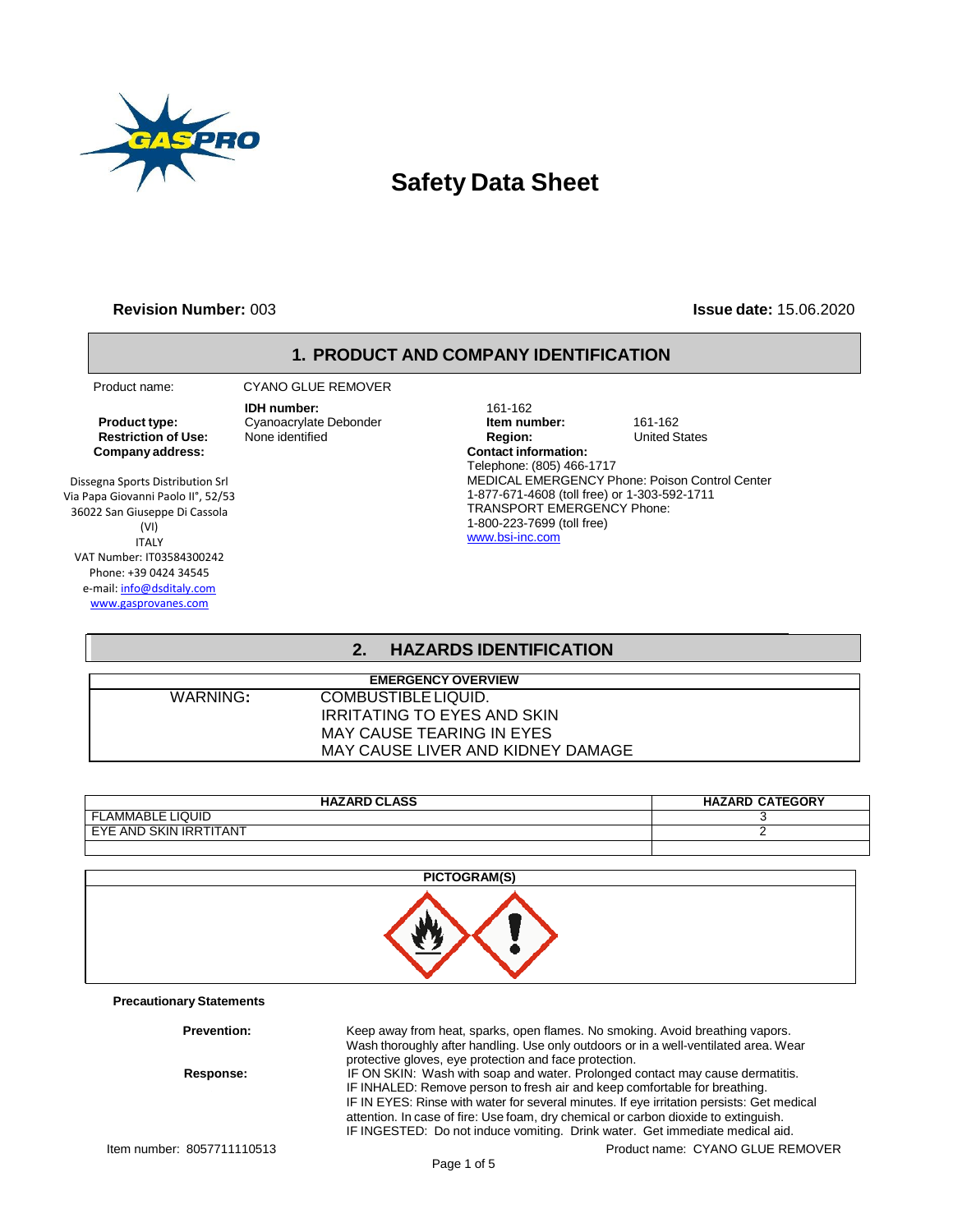# Safety Data Sheet

**Revision Number:** 003

**Issue date:** 15.06.2020

## 1. PRODUCT AND COMPANY IDENTIFICATION

Product name: CYANO GLUE REMOVER

**IDH number:** 161-162

**Product type:** Cyanoacrylate Debonder

**Item number:** 161-162

**Restriction of Use:** None identified

**Region:** United States

**Company address:**

Dissegna Sports Distribution Srl
Via Papa Giovanni Paolo II°, 52/53
36022 San Giuseppe Di Cassola
(VI)
ITALY
VAT Number: IT03584300242
Phone: +39 0424 34545
e-mail: info@dsditaly.com
www.gasprovanes.com

**Contact information:**
Telephone: (805) 466-1717
MEDICAL EMERGENCY Phone: Poison Control Center
1-877-671-4608 (toll free) or 1-303-592-1711
TRANSPORT EMERGENCY Phone:
1-800-223-7699 (toll free)
www.bsi-inc.com

## 2. HAZARDS IDENTIFICATION

| EMERGENCY OVERVIEW | |
|---|---|
| WARNING: | COMBUSTIBLE LIQUID. |
| | IRRITATING TO EYES AND SKIN |
| | MAY CAUSE TEARING IN EYES |
| | MAY CAUSE LIVER AND KIDNEY DAMAGE |

| HAZARD CLASS | HAZARD CATEGORY |
|---|---|
| FLAMMABLE LIQUID | 3 |
| EYE AND SKIN IRRTITANT | 2 |
| | |

**PICTOGRAM(S)**

**Precautionary Statements**

**Prevention:** Keep away from heat, sparks, open flames. No smoking. Avoid breathing vapors. Wash thoroughly after handling. Use only outdoors or in a well-ventilated area. Wear protective gloves, eye protection and face protection.

**Response:** IF ON SKIN: Wash with soap and water. Prolonged contact may cause dermatitis.
IF INHALED: Remove person to fresh air and keep comfortable for breathing.
IF IN EYES: Rinse with water for several minutes. If eye irritation persists: Get medical attention. In case of fire: Use foam, dry chemical or carbon dioxide to extinguish.
IF INGESTED: Do not induce vomiting. Drink water. Get immediate medical aid.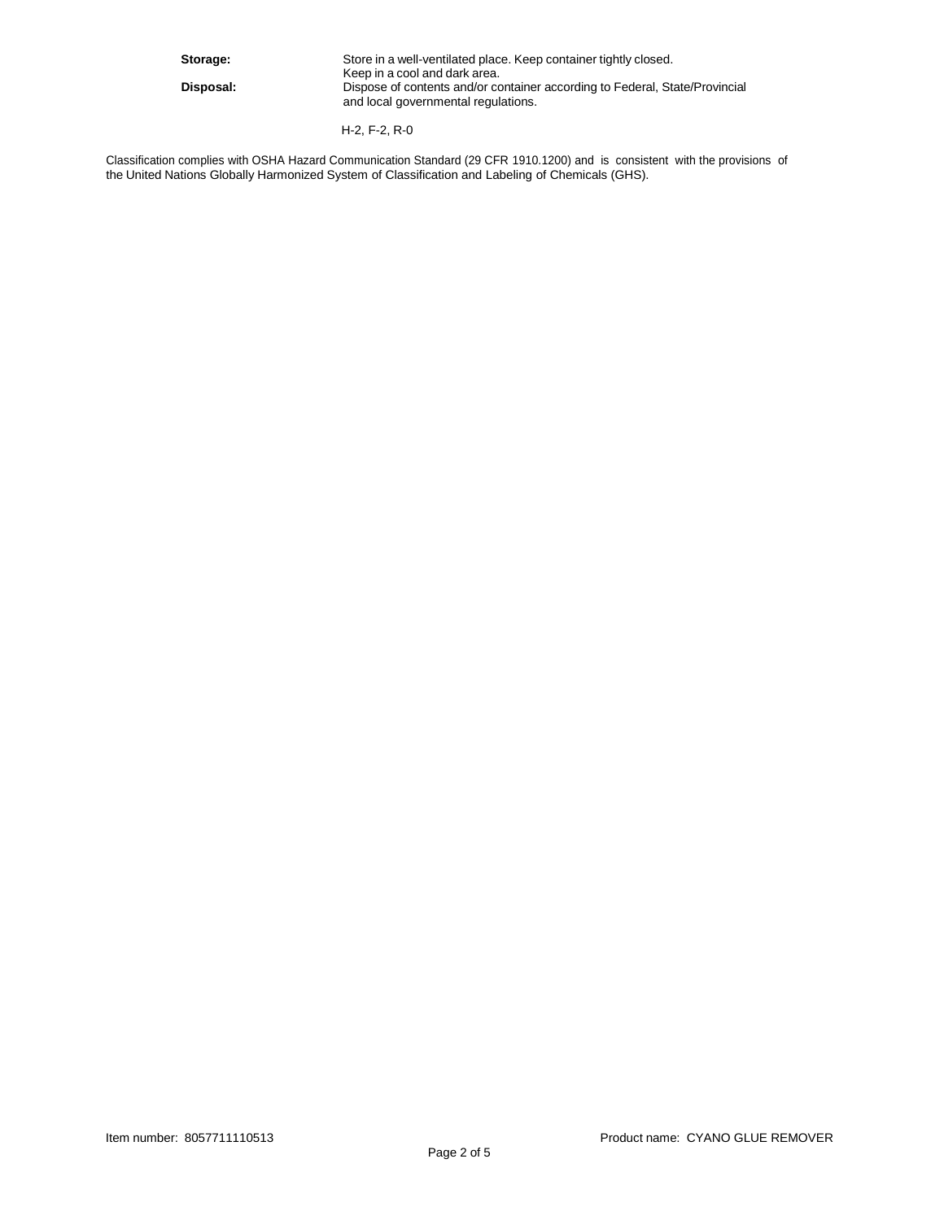**Storage:** Store in a well-ventilated place. Keep container tightly closed. Keep in a cool and dark area.

**Disposal:** Dispose of contents and/or container according to Federal, State/Provincial and local governmental regulations.

H-2, F-2, R-0

Classification complies with OSHA Hazard Communication Standard (29 CFR 1910.1200) and is consistent with the provisions of the United Nations Globally Harmonized System of Classification and Labeling of Chemicals (GHS).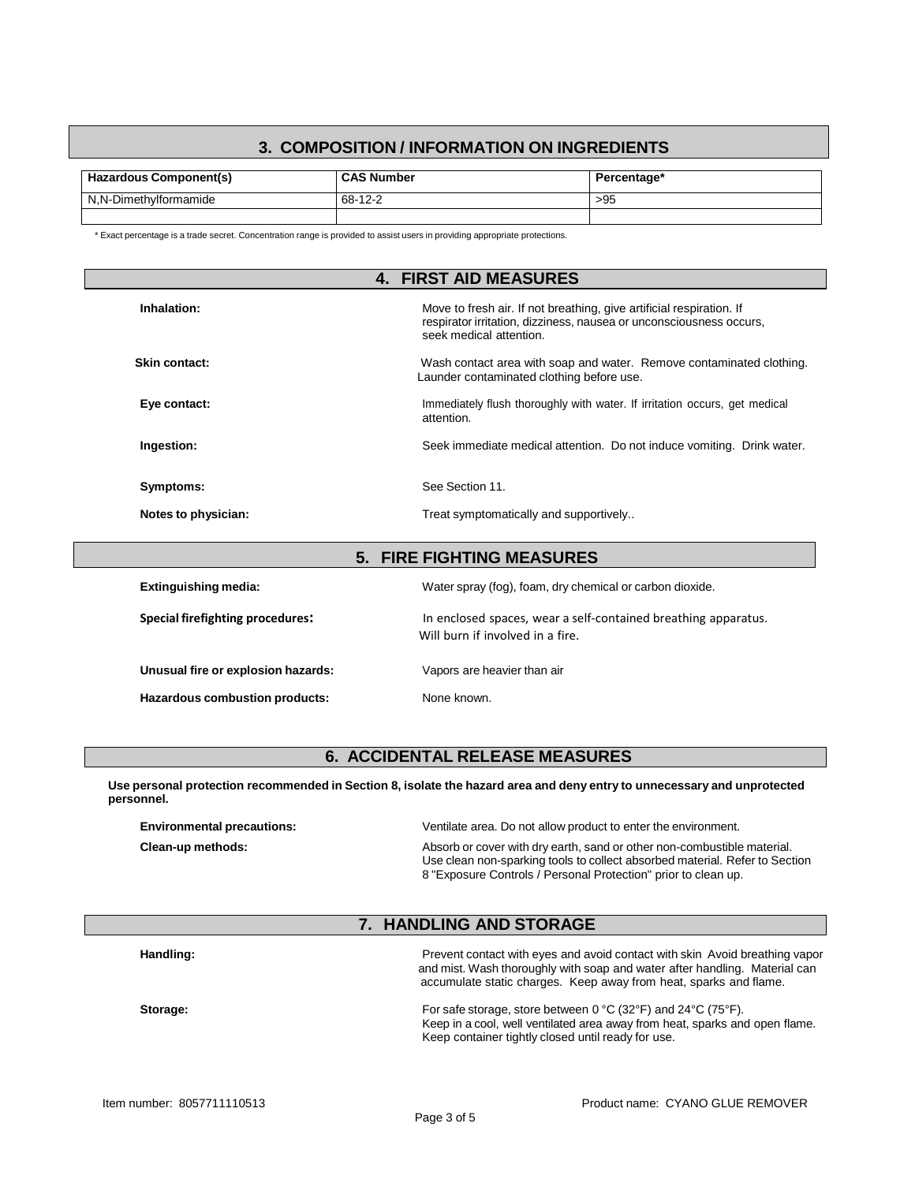## 3. COMPOSITION / INFORMATION ON INGREDIENTS

| Hazardous Component(s) | CAS Number | Percentage* |
|---|---|---|
| N,N-Dimethylformamide | 68-12-2 | >95 |
| | | |

\* Exact percentage is a trade secret. Concentration range is provided to assist users in providing appropriate protections.

## 4. FIRST AID MEASURES

**Inhalation:** Move to fresh air. If not breathing, give artificial respiration. If respirator irritation, dizziness, nausea or unconsciousness occurs, seek medical attention.

**Skin contact:** Wash contact area with soap and water. Remove contaminated clothing. Launder contaminated clothing before use.

**Eye contact:** Immediately flush thoroughly with water. If irritation occurs, get medical attention.

**Ingestion:** Seek immediate medical attention. Do not induce vomiting. Drink water.

**Symptoms:** See Section 11.

**Notes to physician:** Treat symptomatically and supportively..

## 5. FIRE FIGHTING MEASURES

**Extinguishing media:** Water spray (fog), foam, dry chemical or carbon dioxide.

**Special firefighting procedures:** In enclosed spaces, wear a self-contained breathing apparatus. Will burn if involved in a fire.

**Unusual fire or explosion hazards:** Vapors are heavier than air

**Hazardous combustion products:** None known.

## 6. ACCIDENTAL RELEASE MEASURES

**Use personal protection recommended in Section 8, isolate the hazard area and deny entry to unnecessary and unprotected personnel.**

**Environmental precautions:** Ventilate area. Do not allow product to enter the environment.

**Clean-up methods:** Absorb or cover with dry earth, sand or other non-combustible material. Use clean non-sparking tools to collect absorbed material. Refer to Section 8 "Exposure Controls / Personal Protection" prior to clean up.

## 7. HANDLING AND STORAGE

**Handling:** Prevent contact with eyes and avoid contact with skin Avoid breathing vapor and mist. Wash thoroughly with soap and water after handling. Material can accumulate static charges. Keep away from heat, sparks and flame.

**Storage:** For safe storage, store between 0 °C (32°F) and 24°C (75°F). Keep in a cool, well ventilated area away from heat, sparks and open flame. Keep container tightly closed until ready for use.

Item number: 8057711110513 Product name: CYANO GLUE REMOVER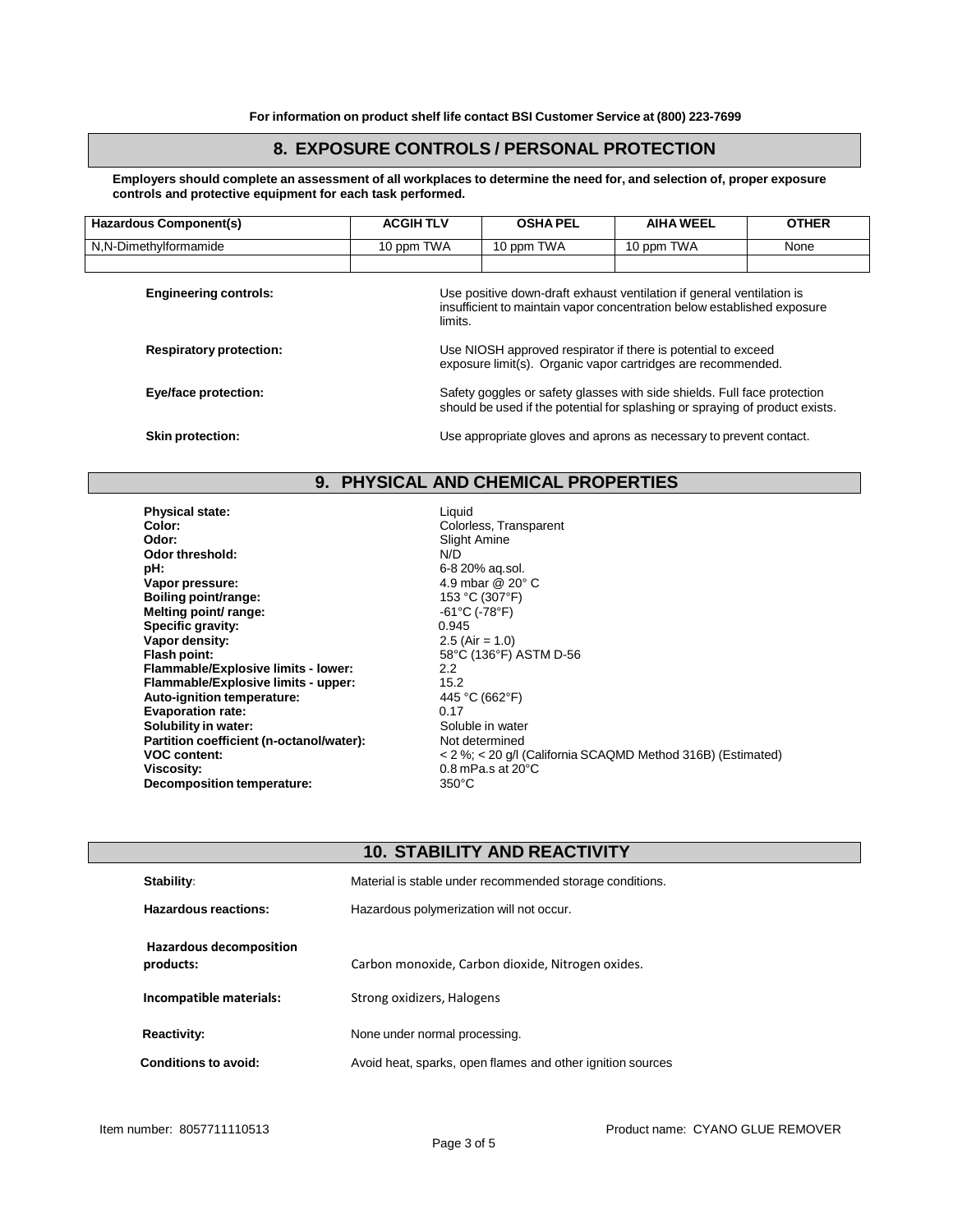**For information on product shelf life contact BSI Customer Service at (800) 223-7699**

## 8. EXPOSURE CONTROLS / PERSONAL PROTECTION

**Employers should complete an assessment of all workplaces to determine the need for, and selection of, proper exposure controls and protective equipment for each task performed.**

| Hazardous Component(s) | ACGIH TLV | OSHA PEL | AIHA WEEL | OTHER |
|---|---|---|---|---|
| N,N-Dimethylformamide | 10 ppm TWA | 10 ppm TWA | 10 ppm TWA | None |
| | | | | |

**Engineering controls:** Use positive down-draft exhaust ventilation if general ventilation is insufficient to maintain vapor concentration below established exposure limits.

**Respiratory protection:** Use NIOSH approved respirator if there is potential to exceed exposure limit(s). Organic vapor cartridges are recommended.

**Eye/face protection:** Safety goggles or safety glasses with side shields. Full face protection should be used if the potential for splashing or spraying of product exists.

**Skin protection:** Use appropriate gloves and aprons as necessary to prevent contact.

## 9. PHYSICAL AND CHEMICAL PROPERTIES

**Physical state:** Liquid
**Color:** Colorless, Transparent
**Odor:** Slight Amine
**Odor threshold:** N/D
**pH:** 6-8 20% aq.sol.
**Vapor pressure:** 4.9 mbar @ 20° C
**Boiling point/range:** 153 °C (307°F)
**Melting point/ range:** -61°C (-78°F)
**Specific gravity:** 0.945
**Vapor density:** 2.5 (Air = 1.0)
**Flash point:** 58°C (136°F) ASTM D-56
**Flammable/Explosive limits - lower:** 2.2
**Flammable/Explosive limits - upper:** 15.2
**Auto-ignition temperature:** 445 °C (662°F)
**Evaporation rate:** 0.17
**Solubility in water:** Soluble in water
**Partition coefficient (n-octanol/water):** Not determined
**VOC content:** < 2 %; < 20 g/l (California SCAQMD Method 316B) (Estimated)
**Viscosity:** 0.8 mPa.s at 20°C
**Decomposition temperature:** 350°C

## 10. STABILITY AND REACTIVITY

**Stability:** Material is stable under recommended storage conditions.

**Hazardous reactions:** Hazardous polymerization will not occur.

**Hazardous decomposition products:** Carbon monoxide, Carbon dioxide, Nitrogen oxides.

**Incompatible materials:** Strong oxidizers, Halogens

**Reactivity:** None under normal processing.

**Conditions to avoid:** Avoid heat, sparks, open flames and other ignition sources

Item number: 8057711110513

Product name: CYANO GLUE REMOVER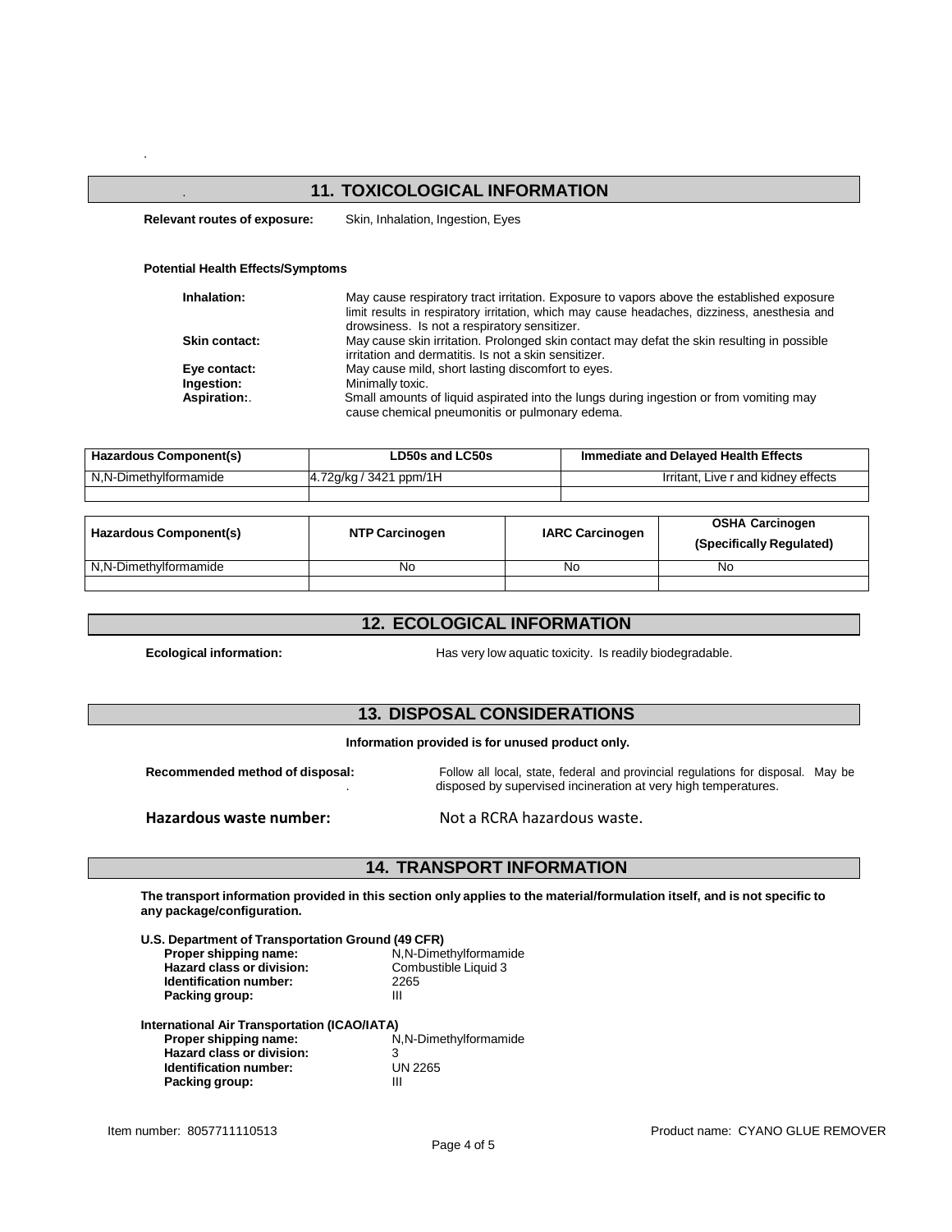## 11. TOXICOLOGICAL INFORMATION

**Relevant routes of exposure:** Skin, Inhalation, Ingestion, Eyes

**Potential Health Effects/Symptoms**

**Inhalation:** May cause respiratory tract irritation. Exposure to vapors above the established exposure limit results in respiratory irritation, which may cause headaches, dizziness, anesthesia and drowsiness. Is not a respiratory sensitizer.

**Skin contact:** May cause skin irritation. Prolonged skin contact may defat the skin resulting in possible irritation and dermatitis. Is not a skin sensitizer.

**Eye contact:** May cause mild, short lasting discomfort to eyes.

**Ingestion:** Minimally toxic.

**Aspiration:**. Small amounts of liquid aspirated into the lungs during ingestion or from vomiting may cause chemical pneumonitis or pulmonary edema.

| Hazardous Component(s) | LD50s and LC50s | Immediate and Delayed Health Effects |
|---|---|---|
| N,N-Dimethylformamide | 4.72g/kg / 3421 ppm/1H | Irritant, Live r and kidney effects |
| | | |

| Hazardous Component(s) | NTP Carcinogen | IARC Carcinogen | OSHA Carcinogen (Specifically Regulated) |
|---|---|---|---|
| N,N-Dimethylformamide | No | No | No |
| | | | |

## 12. ECOLOGICAL INFORMATION

**Ecological information:** Has very low aquatic toxicity. Is readily biodegradable.

## 13. DISPOSAL CONSIDERATIONS

**Information provided is for unused product only.**

**Recommended method of disposal:** Follow all local, state, federal and provincial regulations for disposal. May be disposed by supervised incineration at very high temperatures.

**Hazardous waste number:** Not a RCRA hazardous waste.

## 14. TRANSPORT INFORMATION

**The transport information provided in this section only applies to the material/formulation itself, and is not specific to any package/configuration.**

**U.S. Department of Transportation Ground (49 CFR)**

**Proper shipping name:** N,N-Dimethylformamide
**Hazard class or division:** Combustible Liquid 3
**Identification number:** 2265
**Packing group:** III

**International Air Transportation (ICAO/IATA)**

**Proper shipping name:** N,N-Dimethylformamide
**Hazard class or division:** 3
**Identification number:** UN 2265
**Packing group:** III

Item number: 8057711110513

Product name: CYANO GLUE REMOVER